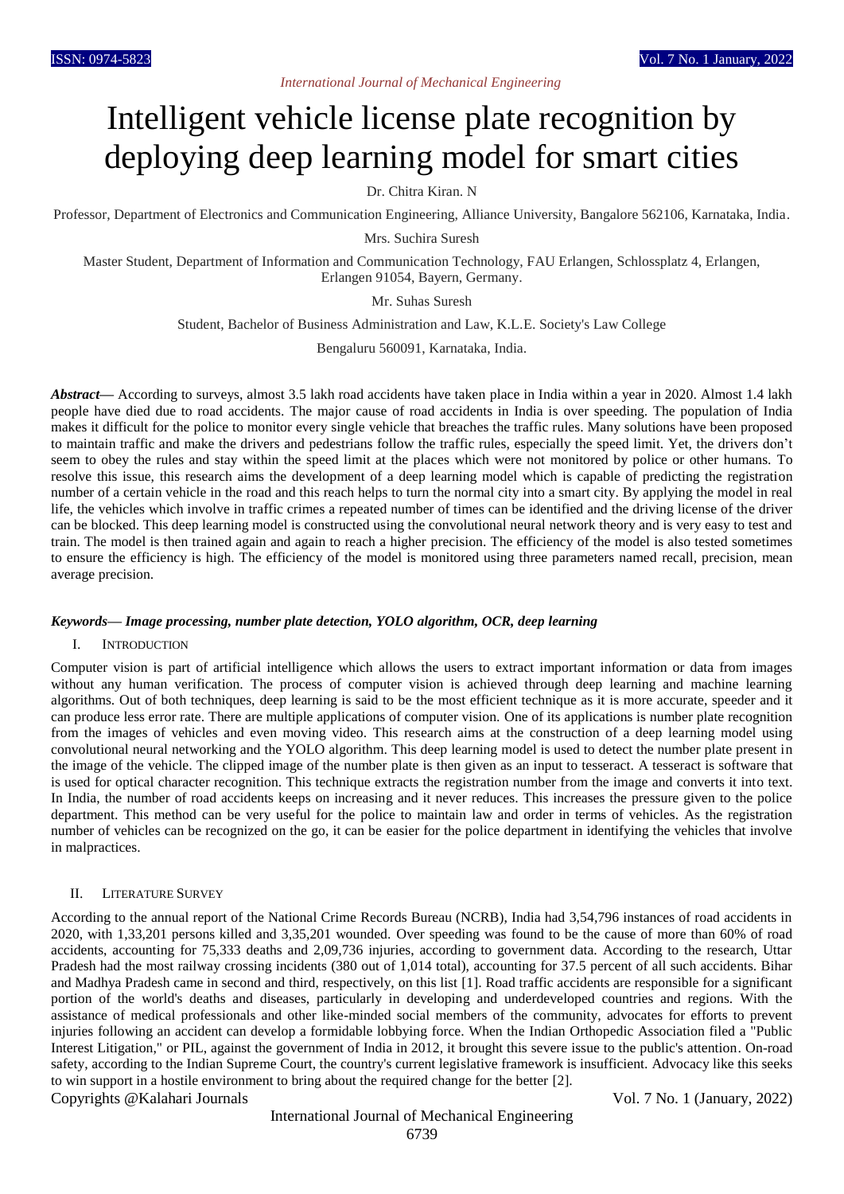# Intelligent vehicle license plate recognition by deploying deep learning model for smart cities

Dr. Chitra Kiran. N

Professor, Department of Electronics and Communication Engineering, Alliance University, Bangalore 562106, Karnataka, India.

Mrs. Suchira Suresh

Master Student, Department of Information and Communication Technology, FAU Erlangen, Schlossplatz 4, Erlangen, Erlangen 91054, Bayern, Germany.

Mr. Suhas Suresh

Student, Bachelor of Business Administration and Law, K.L.E. Society's Law College

Bengaluru 560091, Karnataka, India.

***Abstract***— According to surveys, almost 3.5 lakh road accidents have taken place in India within a year in 2020. Almost 1.4 lakh people have died due to road accidents. The major cause of road accidents in India is over speeding. The population of India makes it difficult for the police to monitor every single vehicle that breaches the traffic rules. Many solutions have been proposed to maintain traffic and make the drivers and pedestrians follow the traffic rules, especially the speed limit. Yet, the drivers don't seem to obey the rules and stay within the speed limit at the places which were not monitored by police or other humans. To resolve this issue, this research aims the development of a deep learning model which is capable of predicting the registration number of a certain vehicle in the road and this reach helps to turn the normal city into a smart city. By applying the model in real life, the vehicles which involve in traffic crimes a repeated number of times can be identified and the driving license of the driver can be blocked. This deep learning model is constructed using the convolutional neural network theory and is very easy to test and train. The model is then trained again and again to reach a higher precision. The efficiency of the model is also tested sometimes to ensure the efficiency is high. The efficiency of the model is monitored using three parameters named recall, precision, mean average precision.

***Keywords— Image processing, number plate detection, YOLO algorithm, OCR, deep learning***

## I. Introduction

Computer vision is part of artificial intelligence which allows the users to extract important information or data from images without any human verification. The process of computer vision is achieved through deep learning and machine learning algorithms. Out of both techniques, deep learning is said to be the most efficient technique as it is more accurate, speeder and it can produce less error rate. There are multiple applications of computer vision. One of its applications is number plate recognition from the images of vehicles and even moving video. This research aims at the construction of a deep learning model using convolutional neural networking and the YOLO algorithm. This deep learning model is used to detect the number plate present in the image of the vehicle. The clipped image of the number plate is then given as an input to tesseract. A tesseract is software that is used for optical character recognition. This technique extracts the registration number from the image and converts it into text. In India, the number of road accidents keeps on increasing and it never reduces. This increases the pressure given to the police department. This method can be very useful for the police to maintain law and order in terms of vehicles. As the registration number of vehicles can be recognized on the go, it can be easier for the police department in identifying the vehicles that involve in malpractices.

## II. Literature Survey

According to the annual report of the National Crime Records Bureau (NCRB), India had 3,54,796 instances of road accidents in 2020, with 1,33,201 persons killed and 3,35,201 wounded. Over speeding was found to be the cause of more than 60% of road accidents, accounting for 75,333 deaths and 2,09,736 injuries, according to government data. According to the research, Uttar Pradesh had the most railway crossing incidents (380 out of 1,014 total), accounting for 37.5 percent of all such accidents. Bihar and Madhya Pradesh came in second and third, respectively, on this list [1]. Road traffic accidents are responsible for a significant portion of the world's deaths and diseases, particularly in developing and underdeveloped countries and regions. With the assistance of medical professionals and other like-minded social members of the community, advocates for efforts to prevent injuries following an accident can develop a formidable lobbying force. When the Indian Orthopedic Association filed a "Public Interest Litigation," or PIL, against the government of India in 2012, it brought this severe issue to the public's attention. On-road safety, according to the Indian Supreme Court, the country's current legislative framework is insufficient. Advocacy like this seeks to win support in a hostile environment to bring about the required change for the better [2].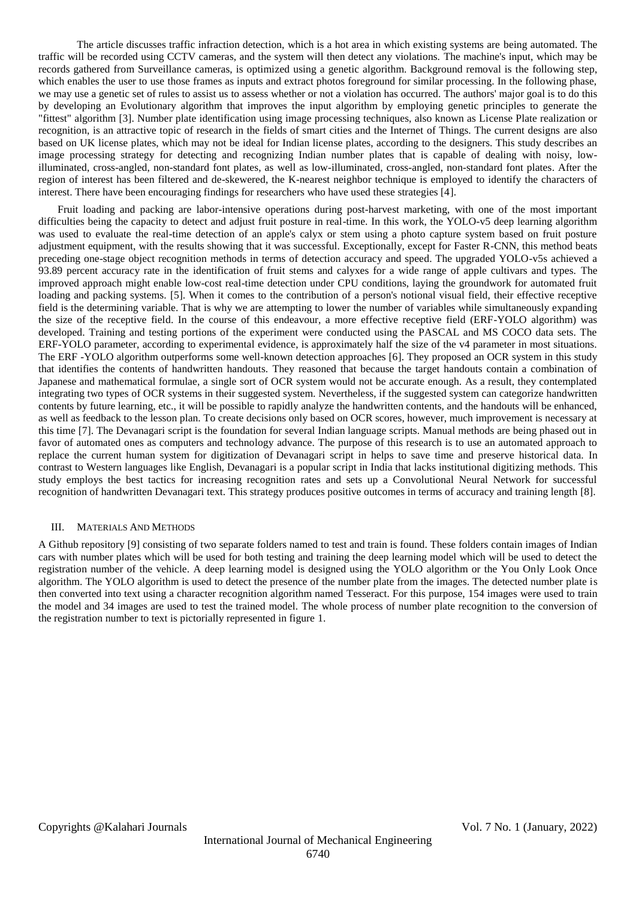The article discusses traffic infraction detection, which is a hot area in which existing systems are being automated. The traffic will be recorded using CCTV cameras, and the system will then detect any violations. The machine's input, which may be records gathered from Surveillance cameras, is optimized using a genetic algorithm. Background removal is the following step, which enables the user to use those frames as inputs and extract photos foreground for similar processing. In the following phase, we may use a genetic set of rules to assist us to assess whether or not a violation has occurred. The authors' major goal is to do this by developing an Evolutionary algorithm that improves the input algorithm by employing genetic principles to generate the "fittest" algorithm [3]. Number plate identification using image processing techniques, also known as License Plate realization or recognition, is an attractive topic of research in the fields of smart cities and the Internet of Things. The current designs are also based on UK license plates, which may not be ideal for Indian license plates, according to the designers. This study describes an image processing strategy for detecting and recognizing Indian number plates that is capable of dealing with noisy, low-illuminated, cross-angled, non-standard font plates, as well as low-illuminated, cross-angled, non-standard font plates. After the region of interest has been filtered and de-skewered, the K-nearest neighbor technique is employed to identify the characters of interest. There have been encouraging findings for researchers who have used these strategies [4].

Fruit loading and packing are labor-intensive operations during post-harvest marketing, with one of the most important difficulties being the capacity to detect and adjust fruit posture in real-time. In this work, the YOLO-v5 deep learning algorithm was used to evaluate the real-time detection of an apple's calyx or stem using a photo capture system based on fruit posture adjustment equipment, with the results showing that it was successful. Exceptionally, except for Faster R-CNN, this method beats preceding one-stage object recognition methods in terms of detection accuracy and speed. The upgraded YOLO-v5s achieved a 93.89 percent accuracy rate in the identification of fruit stems and calyxes for a wide range of apple cultivars and types. The improved approach might enable low-cost real-time detection under CPU conditions, laying the groundwork for automated fruit loading and packing systems. [5]. When it comes to the contribution of a person's notional visual field, their effective receptive field is the determining variable. That is why we are attempting to lower the number of variables while simultaneously expanding the size of the receptive field. In the course of this endeavour, a more effective receptive field (ERF-YOLO algorithm) was developed. Training and testing portions of the experiment were conducted using the PASCAL and MS COCO data sets. The ERF-YOLO parameter, according to experimental evidence, is approximately half the size of the v4 parameter in most situations. The ERF -YOLO algorithm outperforms some well-known detection approaches [6]. They proposed an OCR system in this study that identifies the contents of handwritten handouts. They reasoned that because the target handouts contain a combination of Japanese and mathematical formulae, a single sort of OCR system would not be accurate enough. As a result, they contemplated integrating two types of OCR systems in their suggested system. Nevertheless, if the suggested system can categorize handwritten contents by future learning, etc., it will be possible to rapidly analyze the handwritten contents, and the handouts will be enhanced, as well as feedback to the lesson plan. To create decisions only based on OCR scores, however, much improvement is necessary at this time [7]. The Devanagari script is the foundation for several Indian language scripts. Manual methods are being phased out in favor of automated ones as computers and technology advance. The purpose of this research is to use an automated approach to replace the current human system for digitization of Devanagari script in helps to save time and preserve historical data. In contrast to Western languages like English, Devanagari is a popular script in India that lacks institutional digitizing methods. This study employs the best tactics for increasing recognition rates and sets up a Convolutional Neural Network for successful recognition of handwritten Devanagari text. This strategy produces positive outcomes in terms of accuracy and training length [8].

## III. Materials And Methods

A Github repository [9] consisting of two separate folders named to test and train is found. These folders contain images of Indian cars with number plates which will be used for both testing and training the deep learning model which will be used to detect the registration number of the vehicle. A deep learning model is designed using the YOLO algorithm or the You Only Look Once algorithm. The YOLO algorithm is used to detect the presence of the number plate from the images. The detected number plate is then converted into text using a character recognition algorithm named Tesseract. For this purpose, 154 images were used to train the model and 34 images are used to test the trained model. The whole process of number plate recognition to the conversion of the registration number to text is pictorially represented in figure 1.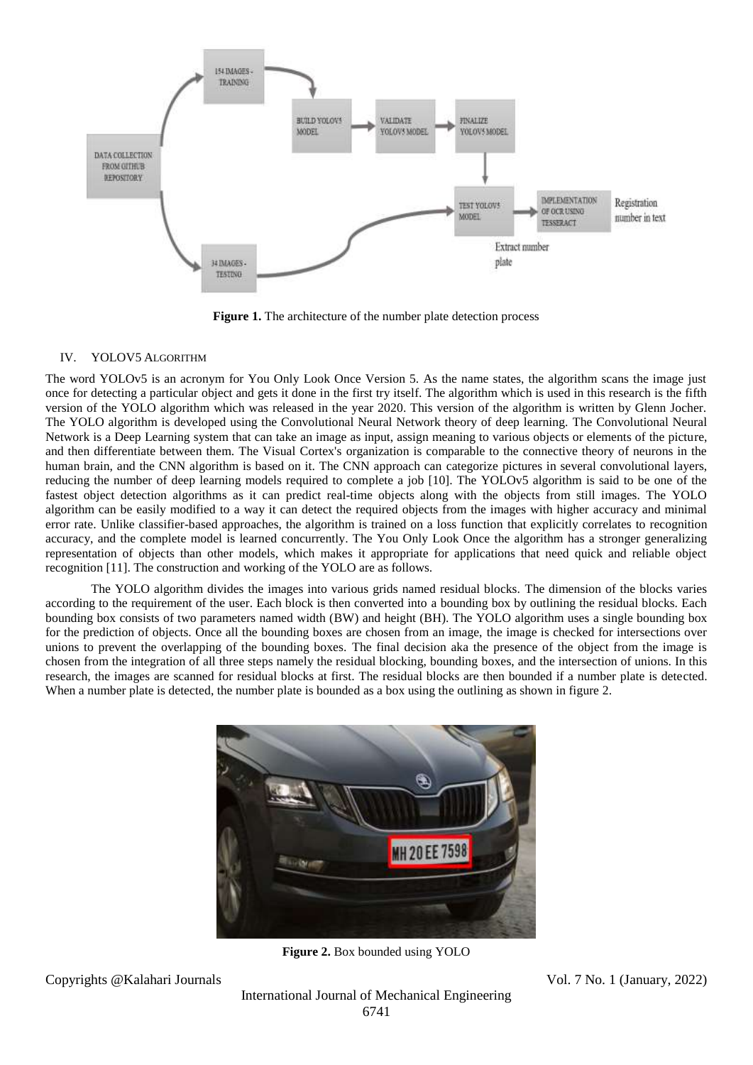**Figure 1.** The architecture of the number plate detection process

## IV. YOLOV5 ALGORITHM

The word YOLOv5 is an acronym for You Only Look Once Version 5. As the name states, the algorithm scans the image just once for detecting a particular object and gets it done in the first try itself. The algorithm which is used in this research is the fifth version of the YOLO algorithm which was released in the year 2020. This version of the algorithm is written by Glenn Jocher. The YOLO algorithm is developed using the Convolutional Neural Network theory of deep learning. The Convolutional Neural Network is a Deep Learning system that can take an image as input, assign meaning to various objects or elements of the picture, and then differentiate between them. The Visual Cortex's organization is comparable to the connective theory of neurons in the human brain, and the CNN algorithm is based on it. The CNN approach can categorize pictures in several convolutional layers, reducing the number of deep learning models required to complete a job [10]. The YOLOv5 algorithm is said to be one of the fastest object detection algorithms as it can predict real-time objects along with the objects from still images. The YOLO algorithm can be easily modified to a way it can detect the required objects from the images with higher accuracy and minimal error rate. Unlike classifier-based approaches, the algorithm is trained on a loss function that explicitly correlates to recognition accuracy, and the complete model is learned concurrently. The You Only Look Once the algorithm has a stronger generalizing representation of objects than other models, which makes it appropriate for applications that need quick and reliable object recognition [11]. The construction and working of the YOLO are as follows.

The YOLO algorithm divides the images into various grids named residual blocks. The dimension of the blocks varies according to the requirement of the user. Each block is then converted into a bounding box by outlining the residual blocks. Each bounding box consists of two parameters named width (BW) and height (BH). The YOLO algorithm uses a single bounding box for the prediction of objects. Once all the bounding boxes are chosen from an image, the image is checked for intersections over unions to prevent the overlapping of the bounding boxes. The final decision aka the presence of the object from the image is chosen from the integration of all three steps namely the residual blocking, bounding boxes, and the intersection of unions. In this research, the images are scanned for residual blocks at first. The residual blocks are then bounded if a number plate is detected. When a number plate is detected, the number plate is bounded as a box using the outlining as shown in figure 2.

**Figure 2.** Box bounded using YOLO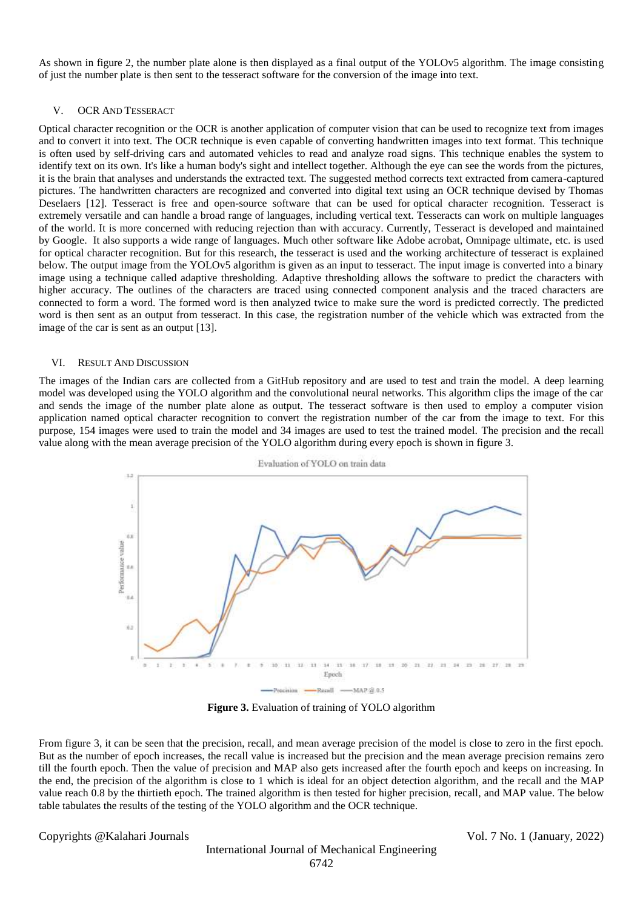As shown in figure 2, the number plate alone is then displayed as a final output of the YOLOv5 algorithm. The image consisting of just the number plate is then sent to the tesseract software for the conversion of the image into text.

## V. OCR And Tesseract

Optical character recognition or the OCR is another application of computer vision that can be used to recognize text from images and to convert it into text. The OCR technique is even capable of converting handwritten images into text format. This technique is often used by self-driving cars and automated vehicles to read and analyze road signs. This technique enables the system to identify text on its own. It's like a human body's sight and intellect together. Although the eye can see the words from the pictures, it is the brain that analyses and understands the extracted text. The suggested method corrects text extracted from camera-captured pictures. The handwritten characters are recognized and converted into digital text using an OCR technique devised by Thomas Deselaers [12]. Tesseract is free and open-source software that can be used for optical character recognition. Tesseract is extremely versatile and can handle a broad range of languages, including vertical text. Tesseracts can work on multiple languages of the world. It is more concerned with reducing rejection than with accuracy. Currently, Tesseract is developed and maintained by Google. It also supports a wide range of languages. Much other software like Adobe acrobat, Omnipage ultimate, etc. is used for optical character recognition. But for this research, the tesseract is used and the working architecture of tesseract is explained below. The output image from the YOLOv5 algorithm is given as an input to tesseract. The input image is converted into a binary image using a technique called adaptive thresholding. Adaptive thresholding allows the software to predict the characters with higher accuracy. The outlines of the characters are traced using connected component analysis and the traced characters are connected to form a word. The formed word is then analyzed twice to make sure the word is predicted correctly. The predicted word is then sent as an output from tesseract. In this case, the registration number of the vehicle which was extracted from the image of the car is sent as an output [13].

## VI. Result And Discussion

The images of the Indian cars are collected from a GitHub repository and are used to test and train the model. A deep learning model was developed using the YOLO algorithm and the convolutional neural networks. This algorithm clips the image of the car and sends the image of the number plate alone as output. The tesseract software is then used to employ a computer vision application named optical character recognition to convert the registration number of the car from the image to text. For this purpose, 154 images were used to train the model and 34 images are used to test the trained model. The precision and the recall value along with the mean average precision of the YOLO algorithm during every epoch is shown in figure 3.

**Figure 3.** Evaluation of training of YOLO algorithm

From figure 3, it can be seen that the precision, recall, and mean average precision of the model is close to zero in the first epoch. But as the number of epoch increases, the recall value is increased but the precision and the mean average precision remains zero till the fourth epoch. Then the value of precision and MAP also gets increased after the fourth epoch and keeps on increasing. In the end, the precision of the algorithm is close to 1 which is ideal for an object detection algorithm, and the recall and the MAP value reach 0.8 by the thirtieth epoch. The trained algorithm is then tested for higher precision, recall, and MAP value. The below table tabulates the results of the testing of the YOLO algorithm and the OCR technique.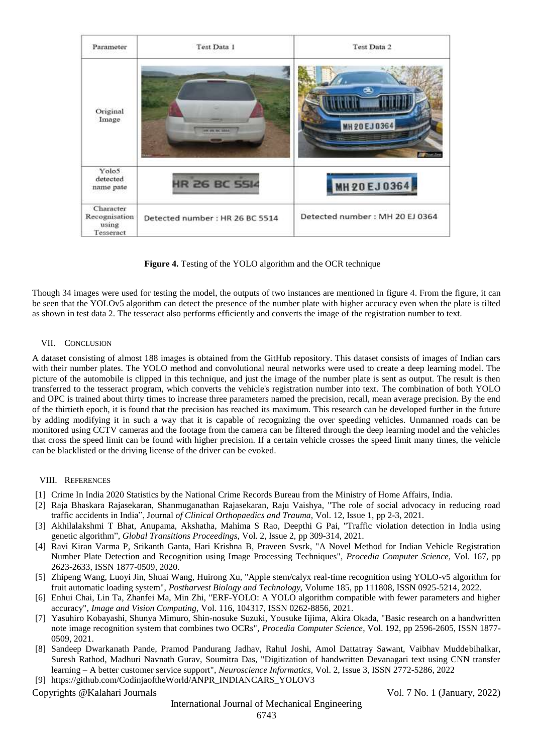| Parameter | Test Data 1 | Test Data 2 |
| --- | --- | --- |
| Original Image | | |
| Yolo5 detected name pate | | |
| Character Recognisation using Tesseract | Detected number : HR 26 BC 5514 | Detected number : MH 20 EJ 0364 |

**Figure 4.** Testing of the YOLO algorithm and the OCR technique

Though 34 images were used for testing the model, the outputs of two instances are mentioned in figure 4. From the figure, it can be seen that the YOLOv5 algorithm can detect the presence of the number plate with higher accuracy even when the plate is tilted as shown in test data 2. The tesseract also performs efficiently and converts the image of the registration number to text.

## VII. Conclusion

A dataset consisting of almost 188 images is obtained from the GitHub repository. This dataset consists of images of Indian cars with their number plates. The YOLO method and convolutional neural networks were used to create a deep learning model. The picture of the automobile is clipped in this technique, and just the image of the number plate is sent as output. The result is then transferred to the tesseract program, which converts the vehicle's registration number into text. The combination of both YOLO and OPC is trained about thirty times to increase three parameters named the precision, recall, mean average precision. By the end of the thirtieth epoch, it is found that the precision has reached its maximum. This research can be developed further in the future by adding modifying it in such a way that it is capable of recognizing the over speeding vehicles. Unmanned roads can be monitored using CCTV cameras and the footage from the camera can be filtered through the deep learning model and the vehicles that cross the speed limit can be found with higher precision. If a certain vehicle crosses the speed limit many times, the vehicle can be blacklisted or the driving license of the driver can be evoked.

## VIII. References

[1] Crime In India 2020 Statistics by the National Crime Records Bureau from the Ministry of Home Affairs, India.

[2] Raja Bhaskara Rajasekaran, Shanmuganathan Rajasekaran, Raju Vaishya, "The role of social advocacy in reducing road traffic accidents in India", Journal *of Clinical Orthopaedics and Trauma,* Vol. 12, Issue 1, pp 2-3, 2021.

[3] Akhilalakshmi T Bhat, Anupama, Akshatha, Mahima S Rao, Deepthi G Pai, "Traffic violation detection in India using genetic algorithm", *Global Transitions Proceedings,* Vol. 2, Issue 2, pp 309-314, 2021.

[4] Ravi Kiran Varma P, Srikanth Ganta, Hari Krishna B, Praveen Svsrk, "A Novel Method for Indian Vehicle Registration Number Plate Detection and Recognition using Image Processing Techniques", *Procedia Computer Science,* Vol. 167, pp 2623-2633, ISSN 1877-0509, 2020.

[5] Zhipeng Wang, Luoyi Jin, Shuai Wang, Huirong Xu, "Apple stem/calyx real-time recognition using YOLO-v5 algorithm for fruit automatic loading system", *Postharvest Biology and Technology,* Volume 185, pp 111808, ISSN 0925-5214, 2022.

[6] Enhui Chai, Lin Ta, Zhanfei Ma, Min Zhi, "ERF-YOLO: A YOLO algorithm compatible with fewer parameters and higher accuracy", *Image and Vision Computing,* Vol. 116, 104317, ISSN 0262-8856, 2021.

[7] Yasuhiro Kobayashi, Shunya Mimuro, Shin-nosuke Suzuki, Yousuke Iijima, Akira Okada, "Basic research on a handwritten note image recognition system that combines two OCRs", *Procedia Computer Science,* Vol. 192, pp 2596-2605, ISSN 1877-0509, 2021.

[8] Sandeep Dwarkanath Pande, Pramod Pandurang Jadhav, Rahul Joshi, Amol Dattatray Sawant, Vaibhav Muddebihalkar, Suresh Rathod, Madhuri Navnath Gurav, Soumitra Das, "Digitization of handwritten Devanagari text using CNN transfer learning – A better customer service support", *Neuroscience Informatics,* Vol. 2, Issue 3, ISSN 2772-5286, 2022

[9] https://github.com/CodinjaoftheWorld/ANPR_INDIANCARS_YOLOV3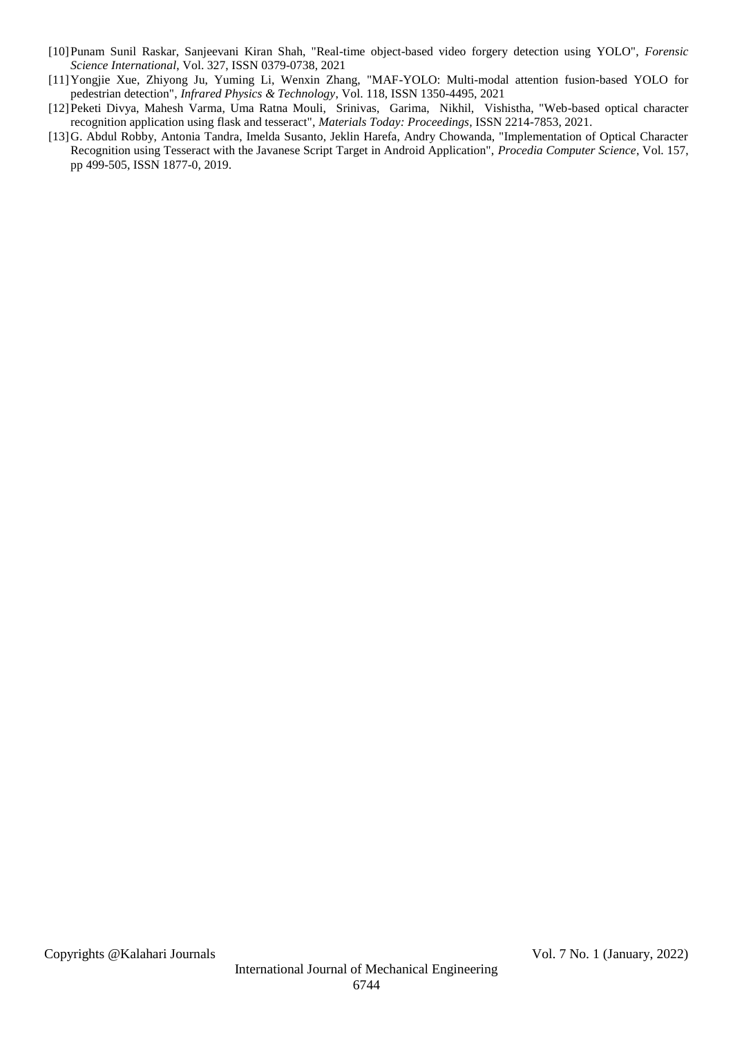[10] Punam Sunil Raskar, Sanjeevani Kiran Shah, "Real-time object-based video forgery detection using YOLO", *Forensic Science International*, Vol. 327, ISSN 0379-0738, 2021

[11] Yongjie Xue, Zhiyong Ju, Yuming Li, Wenxin Zhang, "MAF-YOLO: Multi-modal attention fusion-based YOLO for pedestrian detection", *Infrared Physics & Technology*, Vol. 118, ISSN 1350-4495, 2021

[12] Peketi Divya, Mahesh Varma, Uma Ratna Mouli, Srinivas, Garima, Nikhil, Vishistha, "Web-based optical character recognition application using flask and tesseract", *Materials Today: Proceedings*, ISSN 2214-7853, 2021.

[13] G. Abdul Robby, Antonia Tandra, Imelda Susanto, Jeklin Harefa, Andry Chowanda, "Implementation of Optical Character Recognition using Tesseract with the Javanese Script Target in Android Application", *Procedia Computer Science*, Vol. 157, pp 499-505, ISSN 1877-0, 2019.